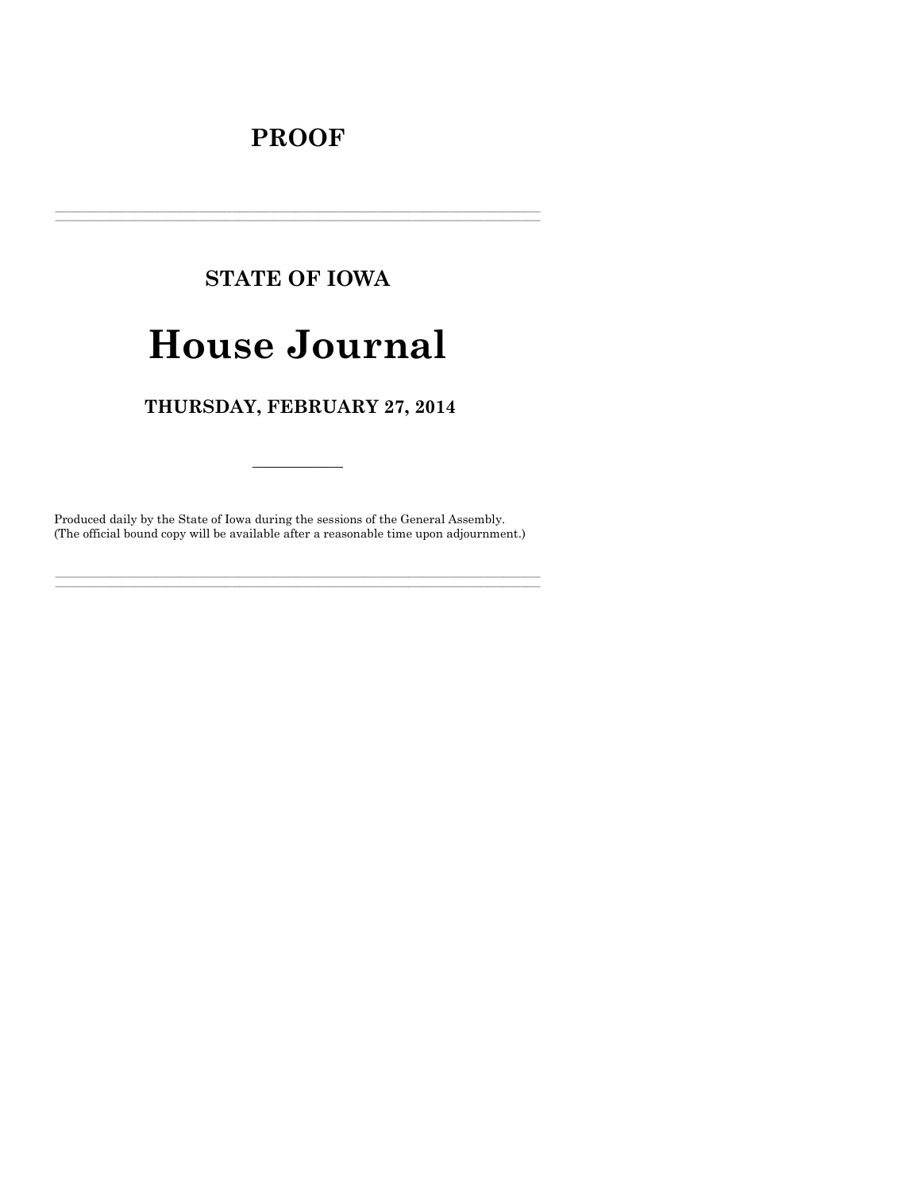# PROOF

---

## STATE OF IOWA

# House Journal

## THURSDAY, FEBRUARY 27, 2014

---

Produced daily by the State of Iowa during the sessions of the General Assembly. (The official bound copy will be available after a reasonable time upon adjournment.)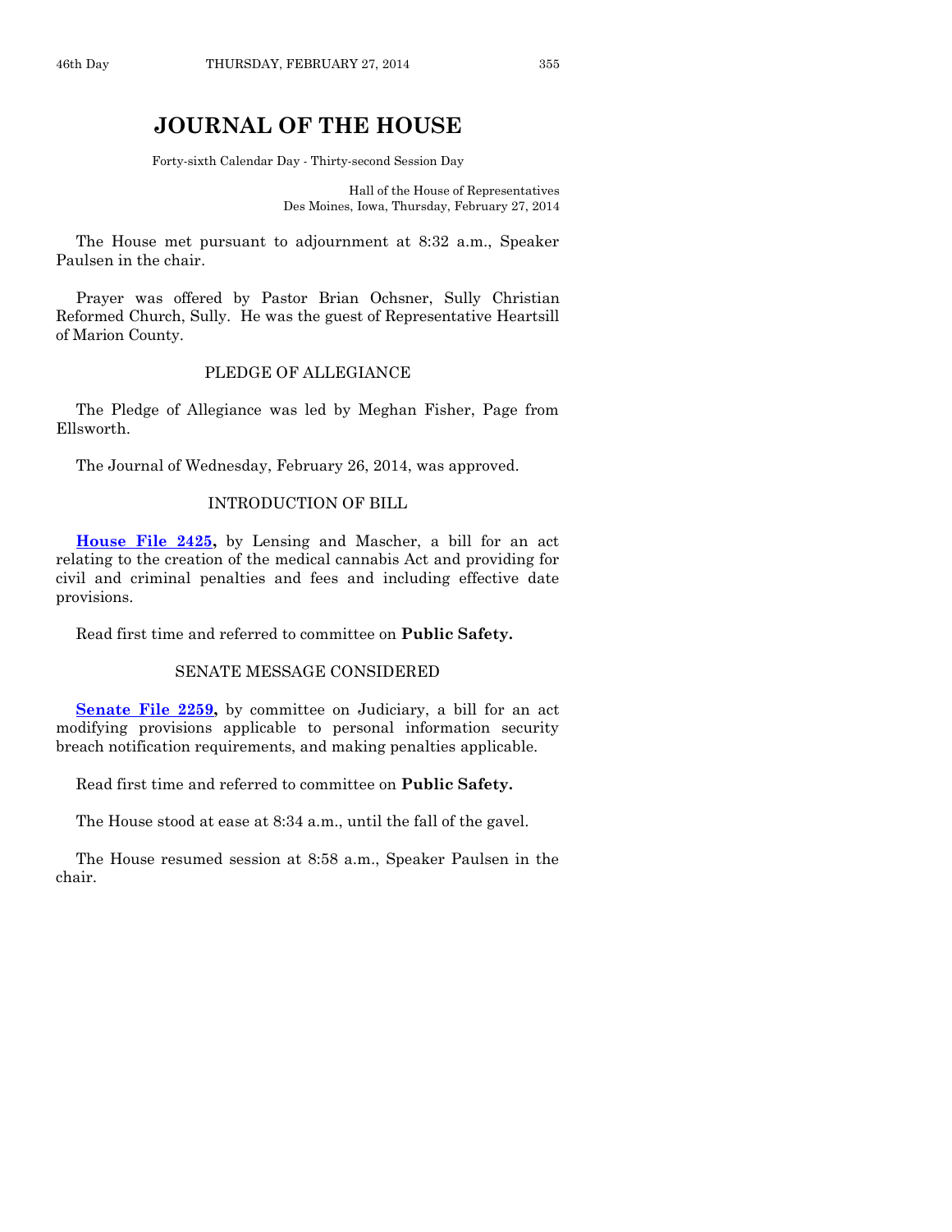# JOURNAL OF THE HOUSE

Forty-sixth Calendar Day - Thirty-second Session Day

Hall of the House of Representatives
Des Moines, Iowa, Thursday, February 27, 2014

The House met pursuant to adjournment at 8:32 a.m., Speaker Paulsen in the chair.

Prayer was offered by Pastor Brian Ochsner, Sully Christian Reformed Church, Sully. He was the guest of Representative Heartsill of Marion County.

## PLEDGE OF ALLEGIANCE

The Pledge of Allegiance was led by Meghan Fisher, Page from Ellsworth.

The Journal of Wednesday, February 26, 2014, was approved.

## INTRODUCTION OF BILL

**House File 2425,** by Lensing and Mascher, a bill for an act relating to the creation of the medical cannabis Act and providing for civil and criminal penalties and fees and including effective date provisions.

Read first time and referred to committee on **Public Safety.**

## SENATE MESSAGE CONSIDERED

**Senate File 2259,** by committee on Judiciary, a bill for an act modifying provisions applicable to personal information security breach notification requirements, and making penalties applicable.

Read first time and referred to committee on **Public Safety.**

The House stood at ease at 8:34 a.m., until the fall of the gavel.

The House resumed session at 8:58 a.m., Speaker Paulsen in the chair.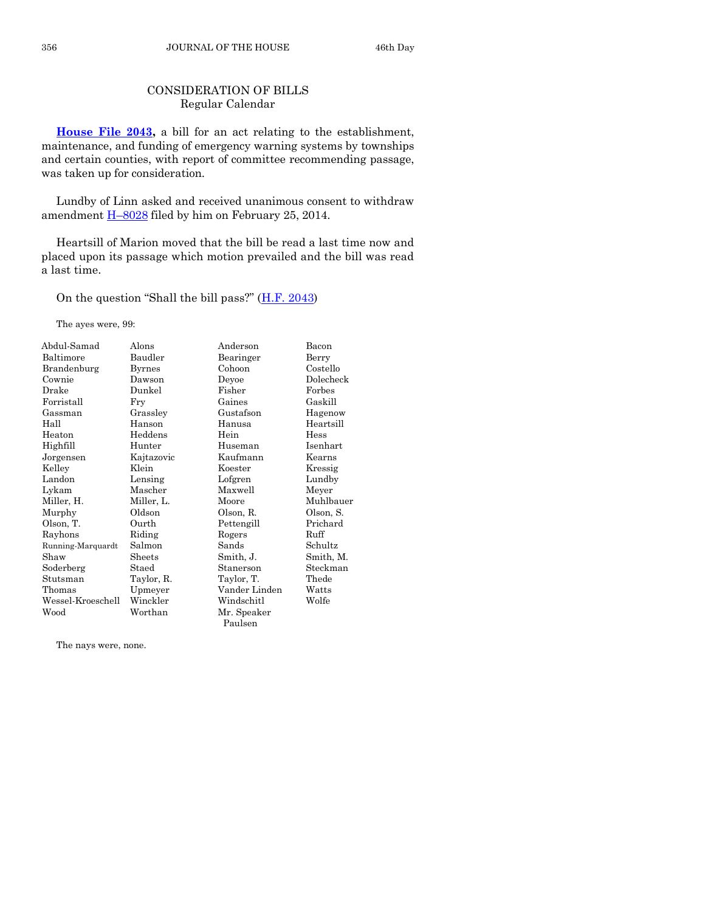## CONSIDERATION OF BILLS
Regular Calendar

**House File 2043,** a bill for an act relating to the establishment, maintenance, and funding of emergency warning systems by townships and certain counties, with report of committee recommending passage, was taken up for consideration.

Lundby of Linn asked and received unanimous consent to withdraw amendment H–8028 filed by him on February 25, 2014.

Heartsill of Marion moved that the bill be read a last time now and placed upon its passage which motion prevailed and the bill was read a last time.

On the question "Shall the bill pass?" (H.F. 2043)

The ayes were, 99:

| | | | |
|---|---|---|---|
| Abdul-Samad | Alons | Anderson | Bacon |
| Baltimore | Baudler | Bearinger | Berry |
| Brandenburg | Byrnes | Cohoon | Costello |
| Cownie | Dawson | Deyoe | Dolecheck |
| Drake | Dunkel | Fisher | Forbes |
| Forristall | Fry | Gaines | Gaskill |
| Gassman | Grassley | Gustafson | Hagenow |
| Hall | Hanson | Hanusa | Heartsill |
| Heaton | Heddens | Hein | Hess |
| Highfill | Hunter | Huseman | Isenhart |
| Jorgensen | Kajtazovic | Kaufmann | Kearns |
| Kelley | Klein | Koester | Kressig |
| Landon | Lensing | Lofgren | Lundby |
| Lykam | Mascher | Maxwell | Meyer |
| Miller, H. | Miller, L. | Moore | Muhlbauer |
| Murphy | Oldson | Olson, R. | Olson, S. |
| Olson, T. | Ourth | Pettengill | Prichard |
| Rayhons | Riding | Rogers | Ruff |
| Running-Marquardt | Salmon | Sands | Schultz |
| Shaw | Sheets | Smith, J. | Smith, M. |
| Soderberg | Staed | Stanerson | Steckman |
| Stutsman | Taylor, R. | Taylor, T. | Thede |
| Thomas | Upmeyer | Vander Linden | Watts |
| Wessel-Kroeschell | Winckler | Windschitl | Wolfe |
| Wood | Worthan | Mr. Speaker Paulsen | |

The nays were, none.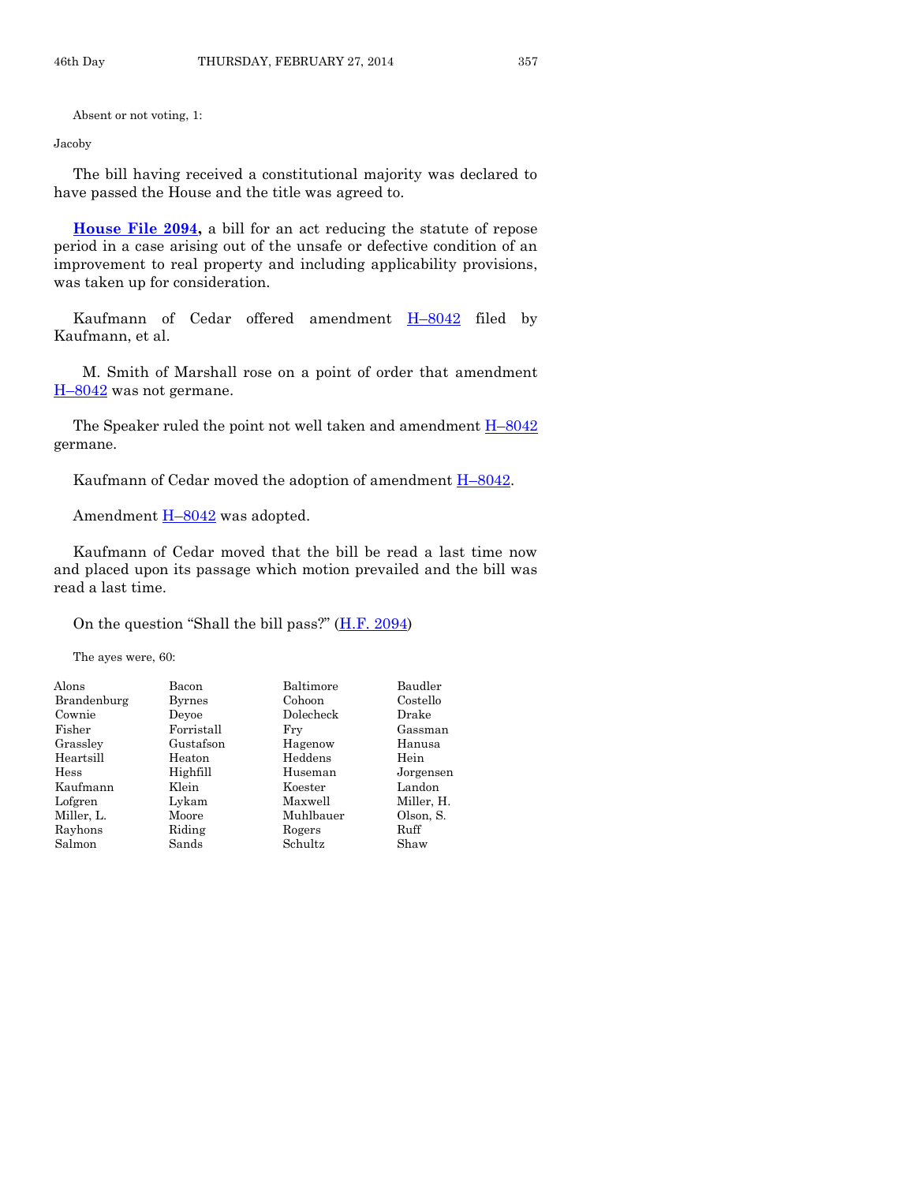Absent or not voting, 1:

Jacoby

The bill having received a constitutional majority was declared to have passed the House and the title was agreed to.

**House File 2094,** a bill for an act reducing the statute of repose period in a case arising out of the unsafe or defective condition of an improvement to real property and including applicability provisions, was taken up for consideration.

Kaufmann of Cedar offered amendment H–8042 filed by Kaufmann, et al.

M. Smith of Marshall rose on a point of order that amendment H–8042 was not germane.

The Speaker ruled the point not well taken and amendment H–8042 germane.

Kaufmann of Cedar moved the adoption of amendment H–8042.

Amendment H–8042 was adopted.

Kaufmann of Cedar moved that the bill be read a last time now and placed upon its passage which motion prevailed and the bill was read a last time.

On the question "Shall the bill pass?" (H.F. 2094)

The ayes were, 60:

| | | | |
|---|---|---|---|
| Alons | Bacon | Baltimore | Baudler |
| Brandenburg | Byrnes | Cohoon | Costello |
| Cownie | Deyoe | Dolecheck | Drake |
| Fisher | Forristall | Fry | Gassman |
| Grassley | Gustafson | Hagenow | Hanusa |
| Heartsill | Heaton | Heddens | Hein |
| Hess | Highfill | Huseman | Jorgensen |
| Kaufmann | Klein | Koester | Landon |
| Lofgren | Lykam | Maxwell | Miller, H. |
| Miller, L. | Moore | Muhlbauer | Olson, S. |
| Rayhons | Riding | Rogers | Ruff |
| Salmon | Sands | Schultz | Shaw |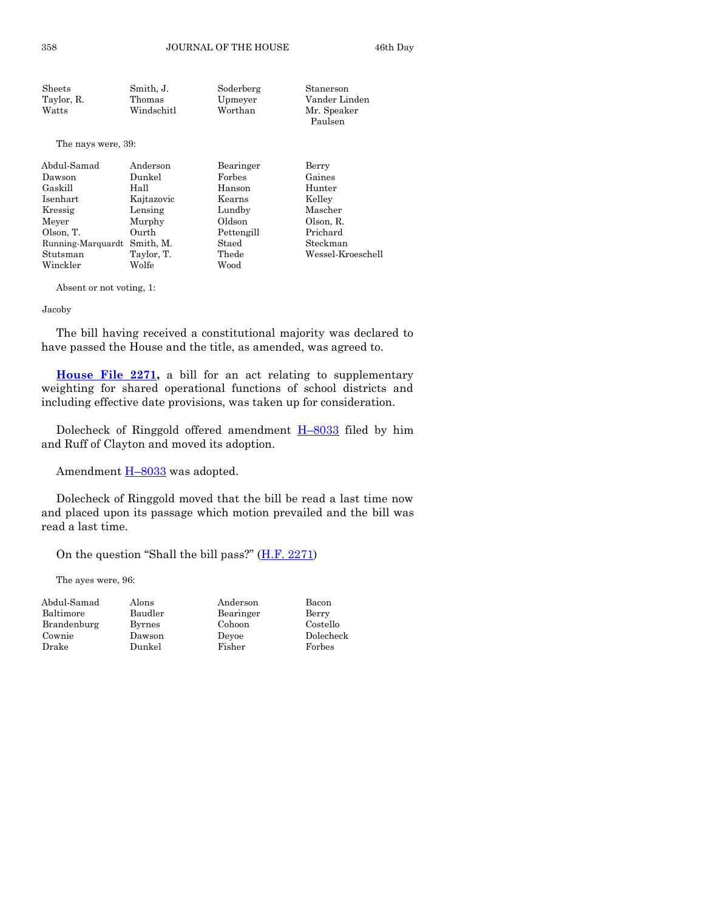| | | | |
|---|---|---|---|
| Sheets | Smith, J. | Soderberg | Stanerson |
| Taylor, R. | Thomas | Upmeyer | Vander Linden |
| Watts | Windschitl | Worthan | Mr. Speaker Paulsen |

The nays were, 39:

| | | | |
|---|---|---|---|
| Abdul-Samad | Anderson | Bearinger | Berry |
| Dawson | Dunkel | Forbes | Gaines |
| Gaskill | Hall | Hanson | Hunter |
| Isenhart | Kajtazovic | Kearns | Kelley |
| Kressig | Lensing | Lundby | Mascher |
| Meyer | Murphy | Oldson | Olson, R. |
| Olson, T. | Ourth | Pettengill | Prichard |
| Running-Marquardt | Smith, M. | Staed | Steckman |
| Stutsman | Taylor, T. | Thede | Wessel-Kroeschell |
| Winckler | Wolfe | Wood | |

Absent or not voting, 1:

Jacoby

The bill having received a constitutional majority was declared to have passed the House and the title, as amended, was agreed to.

**House File 2271,** a bill for an act relating to supplementary weighting for shared operational functions of school districts and including effective date provisions, was taken up for consideration.

Dolecheck of Ringgold offered amendment H–8033 filed by him and Ruff of Clayton and moved its adoption.

Amendment H–8033 was adopted.

Dolecheck of Ringgold moved that the bill be read a last time now and placed upon its passage which motion prevailed and the bill was read a last time.

On the question "Shall the bill pass?" (H.F. 2271)

The ayes were, 96:

| | | | |
|---|---|---|---|
| Abdul-Samad | Alons | Anderson | Bacon |
| Baltimore | Baudler | Bearinger | Berry |
| Brandenburg | Byrnes | Cohoon | Costello |
| Cownie | Dawson | Deyoe | Dolecheck |
| Drake | Dunkel | Fisher | Forbes |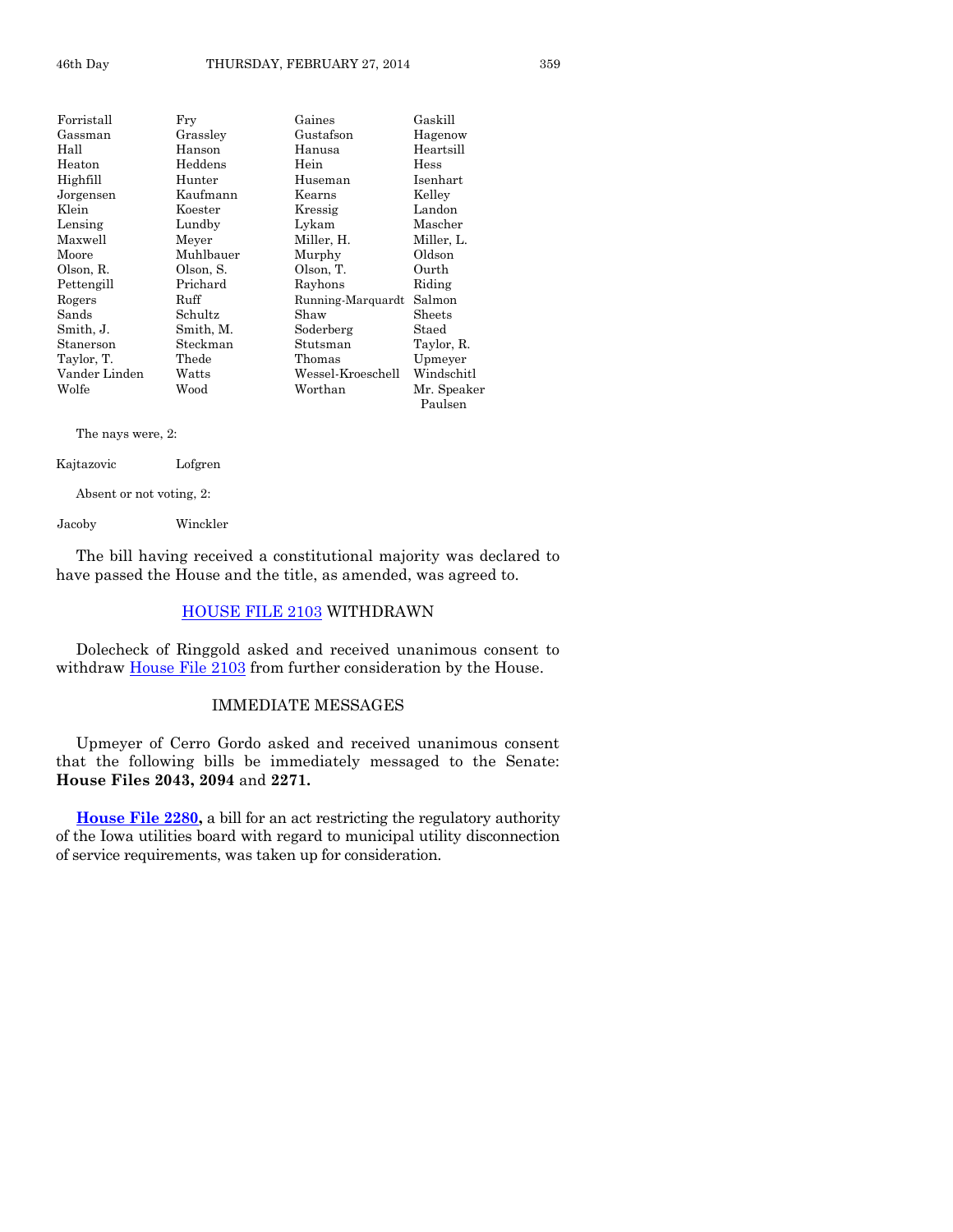| | | | |
|---|---|---|---|
| Forristall | Fry | Gaines | Gaskill |
| Gassman | Grassley | Gustafson | Hagenow |
| Hall | Hanson | Hanusa | Heartsill |
| Heaton | Heddens | Hein | Hess |
| Highfill | Hunter | Huseman | Isenhart |
| Jorgensen | Kaufmann | Kearns | Kelley |
| Klein | Koester | Kressig | Landon |
| Lensing | Lundby | Lykam | Mascher |
| Maxwell | Meyer | Miller, H. | Miller, L. |
| Moore | Muhlbauer | Murphy | Oldson |
| Olson, R. | Olson, S. | Olson, T. | Ourth |
| Pettengill | Prichard | Rayhons | Riding |
| Rogers | Ruff | Running-Marquardt | Salmon |
| Sands | Schultz | Shaw | Sheets |
| Smith, J. | Smith, M. | Soderberg | Staed |
| Stanerson | Steckman | Stutsman | Taylor, R. |
| Taylor, T. | Thede | Thomas | Upmeyer |
| Vander Linden | Watts | Wessel-Kroeschell | Windschitl |
| Wolfe | Wood | Worthan | Mr. Speaker Paulsen |

The nays were, 2:

| | |
|---|---|
| Kajtazovic | Lofgren |

Absent or not voting, 2:

| | |
|---|---|
| Jacoby | Winckler |

The bill having received a constitutional majority was declared to have passed the House and the title, as amended, was agreed to.

## HOUSE FILE 2103 WITHDRAWN

Dolecheck of Ringgold asked and received unanimous consent to withdraw House File 2103 from further consideration by the House.

## IMMEDIATE MESSAGES

Upmeyer of Cerro Gordo asked and received unanimous consent that the following bills be immediately messaged to the Senate: **House Files 2043, 2094** and **2271.**

**House File 2280,** a bill for an act restricting the regulatory authority of the Iowa utilities board with regard to municipal utility disconnection of service requirements, was taken up for consideration.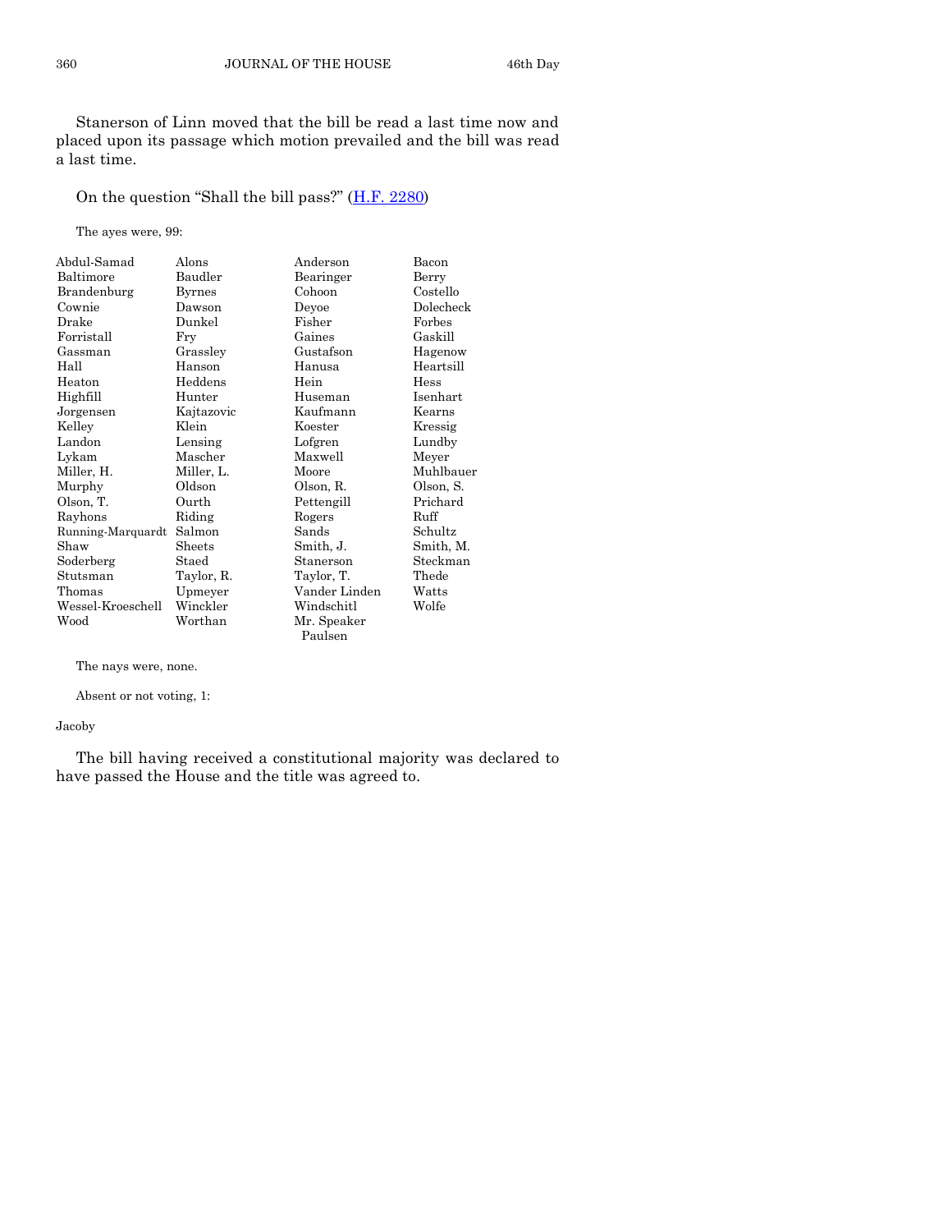Stanerson of Linn moved that the bill be read a last time now and placed upon its passage which motion prevailed and the bill was read a last time.

On the question "Shall the bill pass?" (H.F. 2280)

The ayes were, 99:

| | | | |
|---|---|---|---|
| Abdul-Samad | Alons | Anderson | Bacon |
| Baltimore | Baudler | Bearinger | Berry |
| Brandenburg | Byrnes | Cohoon | Costello |
| Cownie | Dawson | Deyoe | Dolecheck |
| Drake | Dunkel | Fisher | Forbes |
| Forristall | Fry | Gaines | Gaskill |
| Gassman | Grassley | Gustafson | Hagenow |
| Hall | Hanson | Hanusa | Heartsill |
| Heaton | Heddens | Hein | Hess |
| Highfill | Hunter | Huseman | Isenhart |
| Jorgensen | Kajtazovic | Kaufmann | Kearns |
| Kelley | Klein | Koester | Kressig |
| Landon | Lensing | Lofgren | Lundby |
| Lykam | Mascher | Maxwell | Meyer |
| Miller, H. | Miller, L. | Moore | Muhlbauer |
| Murphy | Oldson | Olson, R. | Olson, S. |
| Olson, T. | Ourth | Pettengill | Prichard |
| Rayhons | Riding | Rogers | Ruff |
| Running-Marquardt | Salmon | Sands | Schultz |
| Shaw | Sheets | Smith, J. | Smith, M. |
| Soderberg | Staed | Stanerson | Steckman |
| Stutsman | Taylor, R. | Taylor, T. | Thede |
| Thomas | Upmeyer | Vander Linden | Watts |
| Wessel-Kroeschell | Winckler | Windschitl | Wolfe |
| Wood | Worthan | Mr. Speaker Paulsen | |

The nays were, none.

Absent or not voting, 1:

Jacoby

The bill having received a constitutional majority was declared to have passed the House and the title was agreed to.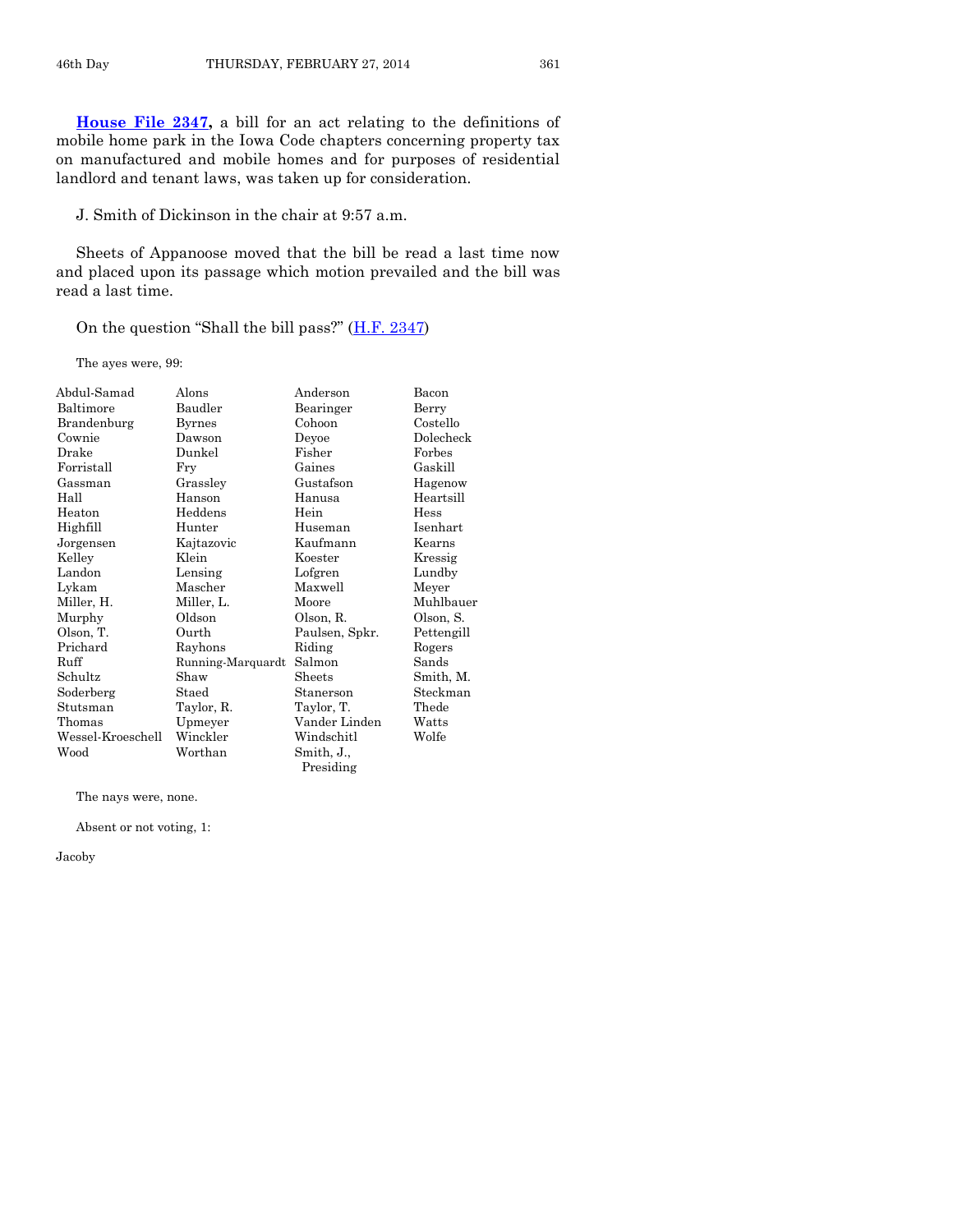**House File 2347,** a bill for an act relating to the definitions of mobile home park in the Iowa Code chapters concerning property tax on manufactured and mobile homes and for purposes of residential landlord and tenant laws, was taken up for consideration.

J. Smith of Dickinson in the chair at 9:57 a.m.

Sheets of Appanoose moved that the bill be read a last time now and placed upon its passage which motion prevailed and the bill was read a last time.

On the question "Shall the bill pass?" (H.F. 2347)

The ayes were, 99:

| | | | |
|---|---|---|---|
| Abdul-Samad | Alons | Anderson | Bacon |
| Baltimore | Baudler | Bearinger | Berry |
| Brandenburg | Byrnes | Cohoon | Costello |
| Cownie | Dawson | Deyoe | Dolecheck |
| Drake | Dunkel | Fisher | Forbes |
| Forristall | Fry | Gaines | Gaskill |
| Gassman | Grassley | Gustafson | Hagenow |
| Hall | Hanson | Hanusa | Heartsill |
| Heaton | Heddens | Hein | Hess |
| Highfill | Hunter | Huseman | Isenhart |
| Jorgensen | Kajtazovic | Kaufmann | Kearns |
| Kelley | Klein | Koester | Kressig |
| Landon | Lensing | Lofgren | Lundby |
| Lykam | Mascher | Maxwell | Meyer |
| Miller, H. | Miller, L. | Moore | Muhlbauer |
| Murphy | Oldson | Olson, R. | Olson, S. |
| Olson, T. | Ourth | Paulsen, Spkr. | Pettengill |
| Prichard | Rayhons | Riding | Rogers |
| Ruff | Running-Marquardt | Salmon | Sands |
| Schultz | Shaw | Sheets | Smith, M. |
| Soderberg | Staed | Stanerson | Steckman |
| Stutsman | Taylor, R. | Taylor, T. | Thede |
| Thomas | Upmeyer | Vander Linden | Watts |
| Wessel-Kroeschell | Winckler | Windschitl | Wolfe |
| Wood | Worthan | Smith, J., Presiding | |

The nays were, none.

Absent or not voting, 1:

Jacoby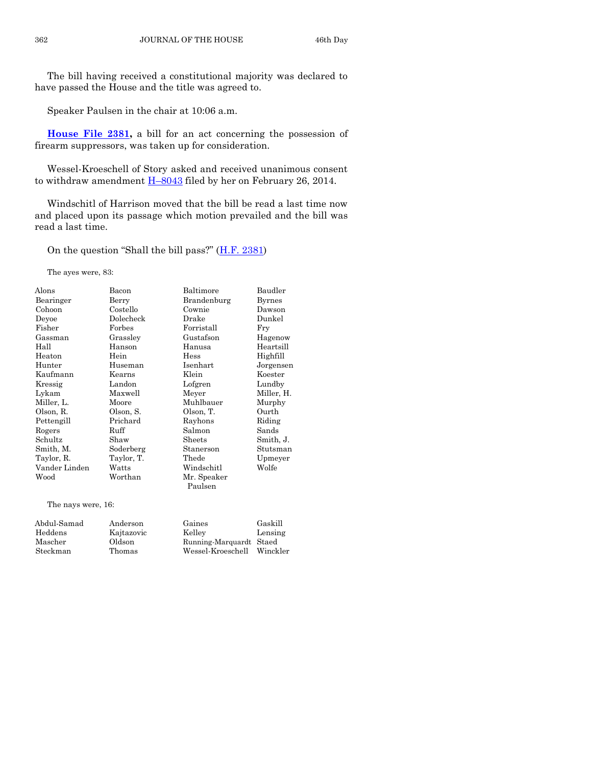The bill having received a constitutional majority was declared to have passed the House and the title was agreed to.

Speaker Paulsen in the chair at 10:06 a.m.

**House File 2381,** a bill for an act concerning the possession of firearm suppressors, was taken up for consideration.

Wessel-Kroeschell of Story asked and received unanimous consent to withdraw amendment H–8043 filed by her on February 26, 2014.

Windschitl of Harrison moved that the bill be read a last time now and placed upon its passage which motion prevailed and the bill was read a last time.

On the question "Shall the bill pass?" (H.F. 2381)

The ayes were, 83:

| | | | |
|---|---|---|---|
| Alons | Bacon | Baltimore | Baudler |
| Bearinger | Berry | Brandenburg | Byrnes |
| Cohoon | Costello | Cownie | Dawson |
| Deyoe | Dolecheck | Drake | Dunkel |
| Fisher | Forbes | Forristall | Fry |
| Gassman | Grassley | Gustafson | Hagenow |
| Hall | Hanson | Hanusa | Heartsill |
| Heaton | Hein | Hess | Highfill |
| Hunter | Huseman | Isenhart | Jorgensen |
| Kaufmann | Kearns | Klein | Koester |
| Kressig | Landon | Lofgren | Lundby |
| Lykam | Maxwell | Meyer | Miller, H. |
| Miller, L. | Moore | Muhlbauer | Murphy |
| Olson, R. | Olson, S. | Olson, T. | Ourth |
| Pettengill | Prichard | Rayhons | Riding |
| Rogers | Ruff | Salmon | Sands |
| Schultz | Shaw | Sheets | Smith, J. |
| Smith, M. | Soderberg | Stanerson | Stutsman |
| Taylor, R. | Taylor, T. | Thede | Upmeyer |
| Vander Linden | Watts | Windschitl | Wolfe |
| Wood | Worthan | Mr. Speaker Paulsen | |

The nays were, 16:

| | | | |
|---|---|---|---|
| Abdul-Samad | Anderson | Gaines | Gaskill |
| Heddens | Kajtazovic | Kelley | Lensing |
| Mascher | Oldson | Running-Marquardt | Staed |
| Steckman | Thomas | Wessel-Kroeschell | Winckler |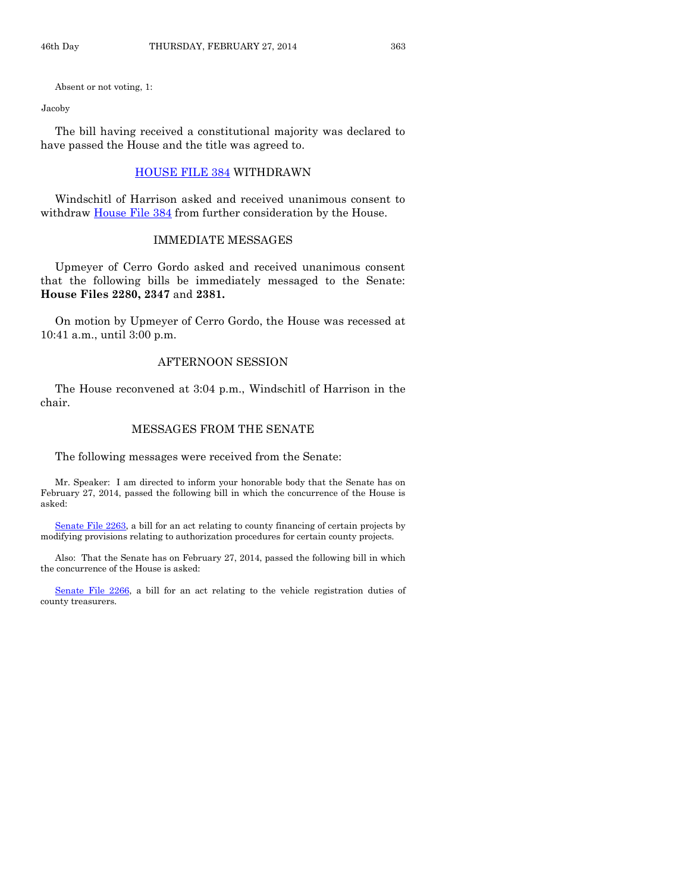Absent or not voting, 1:

Jacoby

The bill having received a constitutional majority was declared to have passed the House and the title was agreed to.

## HOUSE FILE 384 WITHDRAWN

Windschitl of Harrison asked and received unanimous consent to withdraw House File 384 from further consideration by the House.

## IMMEDIATE MESSAGES

Upmeyer of Cerro Gordo asked and received unanimous consent that the following bills be immediately messaged to the Senate: **House Files 2280, 2347** and **2381.**

On motion by Upmeyer of Cerro Gordo, the House was recessed at 10:41 a.m., until 3:00 p.m.

## AFTERNOON SESSION

The House reconvened at 3:04 p.m., Windschitl of Harrison in the chair.

## MESSAGES FROM THE SENATE

The following messages were received from the Senate:

Mr. Speaker: I am directed to inform your honorable body that the Senate has on February 27, 2014, passed the following bill in which the concurrence of the House is asked:

Senate File 2263, a bill for an act relating to county financing of certain projects by modifying provisions relating to authorization procedures for certain county projects.

Also: That the Senate has on February 27, 2014, passed the following bill in which the concurrence of the House is asked:

Senate File 2266, a bill for an act relating to the vehicle registration duties of county treasurers.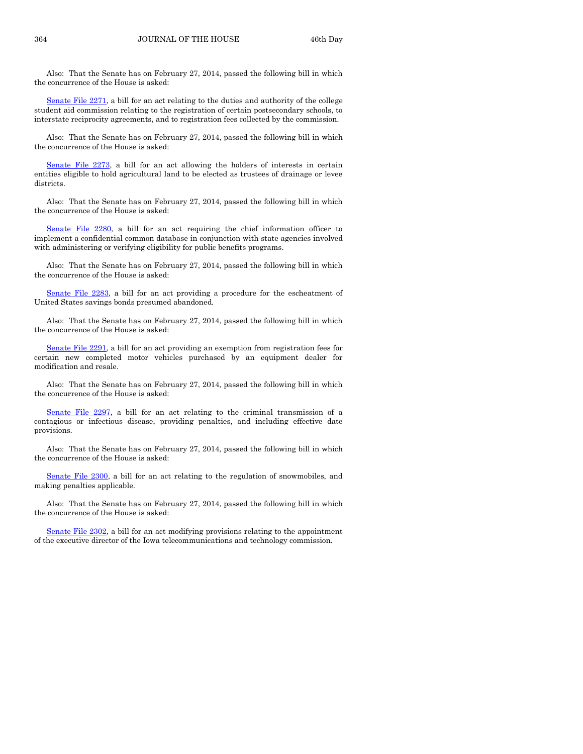Also: That the Senate has on February 27, 2014, passed the following bill in which the concurrence of the House is asked:

Senate File 2271, a bill for an act relating to the duties and authority of the college student aid commission relating to the registration of certain postsecondary schools, to interstate reciprocity agreements, and to registration fees collected by the commission.

Also: That the Senate has on February 27, 2014, passed the following bill in which the concurrence of the House is asked:

Senate File 2273, a bill for an act allowing the holders of interests in certain entities eligible to hold agricultural land to be elected as trustees of drainage or levee districts.

Also: That the Senate has on February 27, 2014, passed the following bill in which the concurrence of the House is asked:

Senate File 2280, a bill for an act requiring the chief information officer to implement a confidential common database in conjunction with state agencies involved with administering or verifying eligibility for public benefits programs.

Also: That the Senate has on February 27, 2014, passed the following bill in which the concurrence of the House is asked:

Senate File 2283, a bill for an act providing a procedure for the escheatment of United States savings bonds presumed abandoned.

Also: That the Senate has on February 27, 2014, passed the following bill in which the concurrence of the House is asked:

Senate File 2291, a bill for an act providing an exemption from registration fees for certain new completed motor vehicles purchased by an equipment dealer for modification and resale.

Also: That the Senate has on February 27, 2014, passed the following bill in which the concurrence of the House is asked:

Senate File 2297, a bill for an act relating to the criminal transmission of a contagious or infectious disease, providing penalties, and including effective date provisions.

Also: That the Senate has on February 27, 2014, passed the following bill in which the concurrence of the House is asked:

Senate File 2300, a bill for an act relating to the regulation of snowmobiles, and making penalties applicable.

Also: That the Senate has on February 27, 2014, passed the following bill in which the concurrence of the House is asked:

Senate File 2302, a bill for an act modifying provisions relating to the appointment of the executive director of the Iowa telecommunications and technology commission.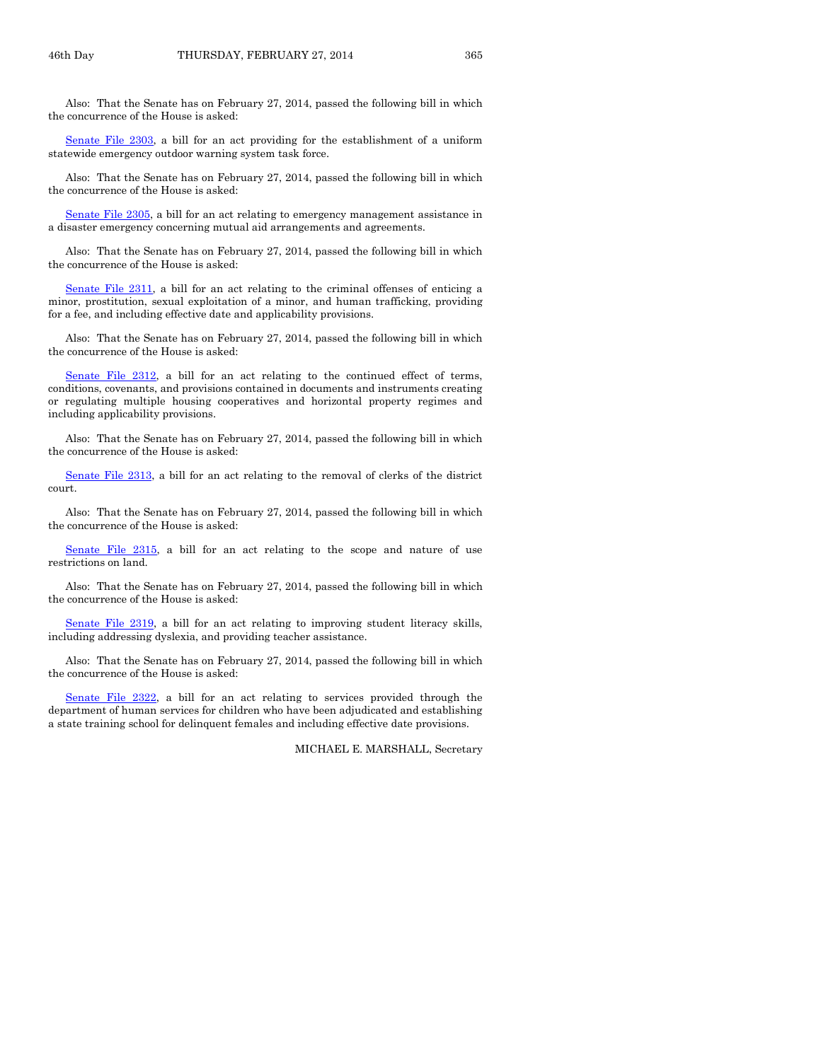Also: That the Senate has on February 27, 2014, passed the following bill in which the concurrence of the House is asked:

Senate File 2303, a bill for an act providing for the establishment of a uniform statewide emergency outdoor warning system task force.

Also: That the Senate has on February 27, 2014, passed the following bill in which the concurrence of the House is asked:

Senate File 2305, a bill for an act relating to emergency management assistance in a disaster emergency concerning mutual aid arrangements and agreements.

Also: That the Senate has on February 27, 2014, passed the following bill in which the concurrence of the House is asked:

Senate File 2311, a bill for an act relating to the criminal offenses of enticing a minor, prostitution, sexual exploitation of a minor, and human trafficking, providing for a fee, and including effective date and applicability provisions.

Also: That the Senate has on February 27, 2014, passed the following bill in which the concurrence of the House is asked:

Senate File 2312, a bill for an act relating to the continued effect of terms, conditions, covenants, and provisions contained in documents and instruments creating or regulating multiple housing cooperatives and horizontal property regimes and including applicability provisions.

Also: That the Senate has on February 27, 2014, passed the following bill in which the concurrence of the House is asked:

Senate File 2313, a bill for an act relating to the removal of clerks of the district court.

Also: That the Senate has on February 27, 2014, passed the following bill in which the concurrence of the House is asked:

Senate File 2315, a bill for an act relating to the scope and nature of use restrictions on land.

Also: That the Senate has on February 27, 2014, passed the following bill in which the concurrence of the House is asked:

Senate File 2319, a bill for an act relating to improving student literacy skills, including addressing dyslexia, and providing teacher assistance.

Also: That the Senate has on February 27, 2014, passed the following bill in which the concurrence of the House is asked:

Senate File 2322, a bill for an act relating to services provided through the department of human services for children who have been adjudicated and establishing a state training school for delinquent females and including effective date provisions.

MICHAEL E. MARSHALL, Secretary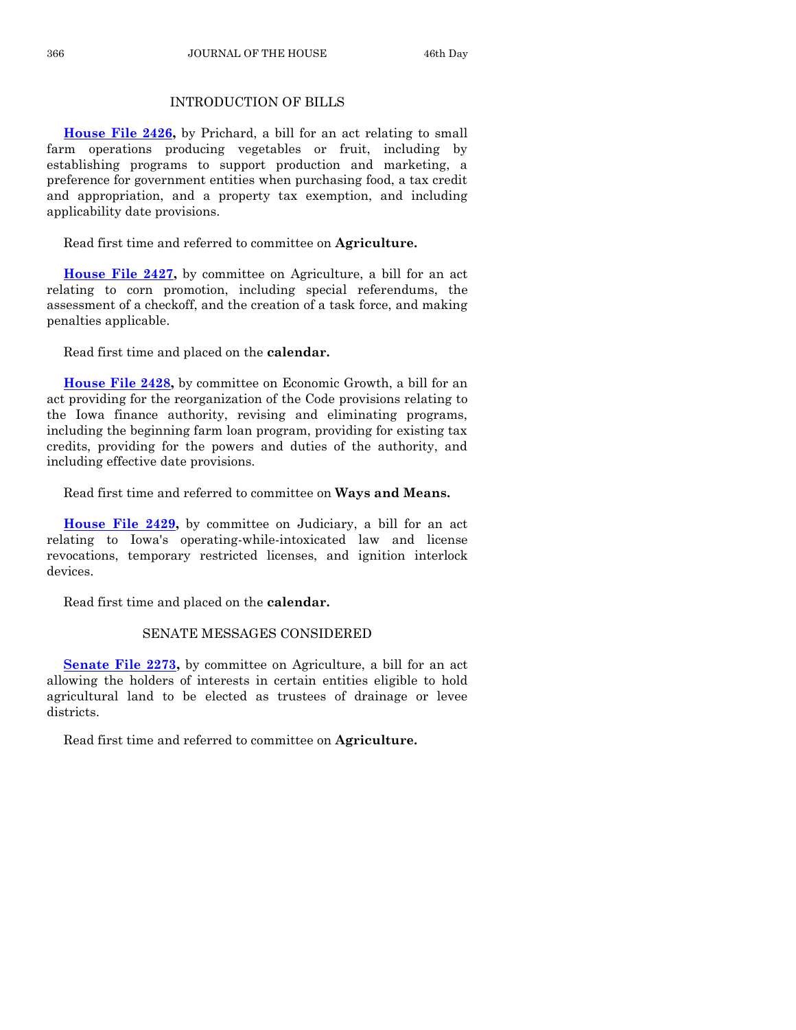## INTRODUCTION OF BILLS

**House File 2426,** by Prichard, a bill for an act relating to small farm operations producing vegetables or fruit, including by establishing programs to support production and marketing, a preference for government entities when purchasing food, a tax credit and appropriation, and a property tax exemption, and including applicability date provisions.

Read first time and referred to committee on **Agriculture.**

**House File 2427,** by committee on Agriculture, a bill for an act relating to corn promotion, including special referendums, the assessment of a checkoff, and the creation of a task force, and making penalties applicable.

Read first time and placed on the **calendar.**

**House File 2428,** by committee on Economic Growth, a bill for an act providing for the reorganization of the Code provisions relating to the Iowa finance authority, revising and eliminating programs, including the beginning farm loan program, providing for existing tax credits, providing for the powers and duties of the authority, and including effective date provisions.

Read first time and referred to committee on **Ways and Means.**

**House File 2429,** by committee on Judiciary, a bill for an act relating to Iowa's operating-while-intoxicated law and license revocations, temporary restricted licenses, and ignition interlock devices.

Read first time and placed on the **calendar.**

## SENATE MESSAGES CONSIDERED

**Senate File 2273,** by committee on Agriculture, a bill for an act allowing the holders of interests in certain entities eligible to hold agricultural land to be elected as trustees of drainage or levee districts.

Read first time and referred to committee on **Agriculture.**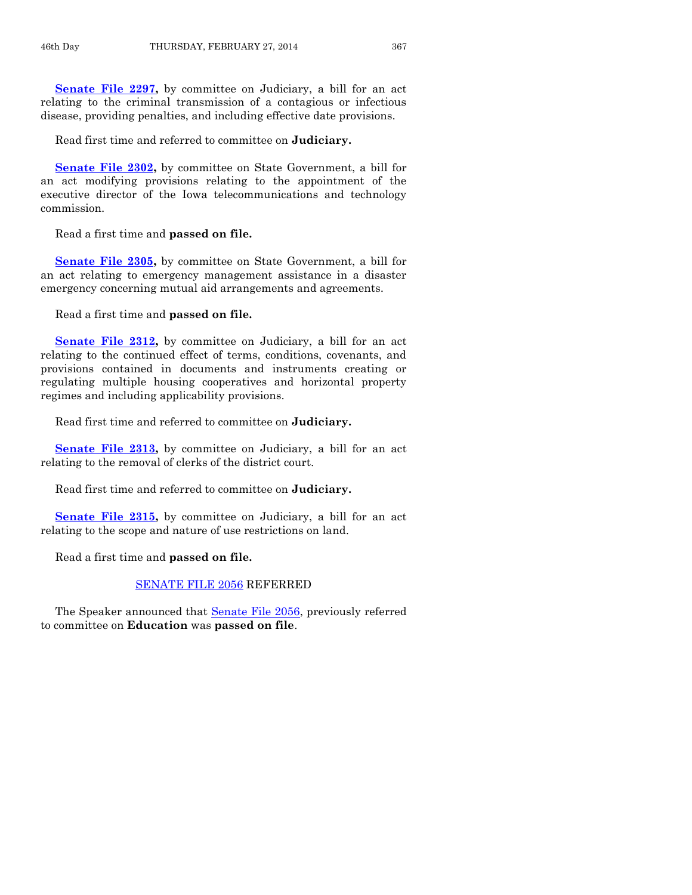**Senate File 2297,** by committee on Judiciary, a bill for an act relating to the criminal transmission of a contagious or infectious disease, providing penalties, and including effective date provisions.

Read first time and referred to committee on **Judiciary.**

**Senate File 2302,** by committee on State Government, a bill for an act modifying provisions relating to the appointment of the executive director of the Iowa telecommunications and technology commission.

Read a first time and **passed on file.**

**Senate File 2305,** by committee on State Government, a bill for an act relating to emergency management assistance in a disaster emergency concerning mutual aid arrangements and agreements.

Read a first time and **passed on file.**

**Senate File 2312,** by committee on Judiciary, a bill for an act relating to the continued effect of terms, conditions, covenants, and provisions contained in documents and instruments creating or regulating multiple housing cooperatives and horizontal property regimes and including applicability provisions.

Read first time and referred to committee on **Judiciary.**

**Senate File 2313,** by committee on Judiciary, a bill for an act relating to the removal of clerks of the district court.

Read first time and referred to committee on **Judiciary.**

**Senate File 2315,** by committee on Judiciary, a bill for an act relating to the scope and nature of use restrictions on land.

Read a first time and **passed on file.**

## SENATE FILE 2056 REFERRED

The Speaker announced that Senate File 2056, previously referred to committee on **Education** was **passed on file**.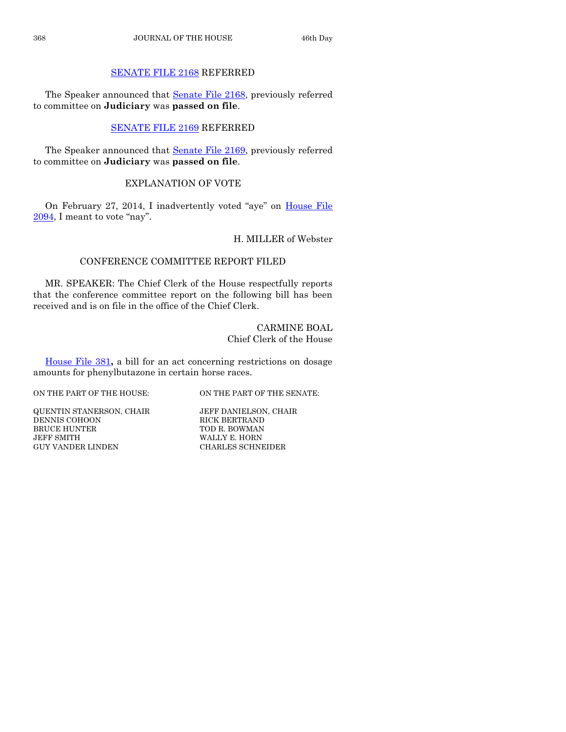## SENATE FILE 2168 REFERRED

The Speaker announced that Senate File 2168, previously referred to committee on **Judiciary** was **passed on file**.

## SENATE FILE 2169 REFERRED

The Speaker announced that Senate File 2169, previously referred to committee on **Judiciary** was **passed on file**.

## EXPLANATION OF VOTE

On February 27, 2014, I inadvertently voted "aye" on House File 2094, I meant to vote "nay".

H. MILLER of Webster

## CONFERENCE COMMITTEE REPORT FILED

MR. SPEAKER: The Chief Clerk of the House respectfully reports that the conference committee report on the following bill has been received and is on file in the office of the Chief Clerk.

CARMINE BOAL
Chief Clerk of the House

House File 381**,** a bill for an act concerning restrictions on dosage amounts for phenylbutazone in certain horse races.

| ON THE PART OF THE HOUSE: | ON THE PART OF THE SENATE: |
|---|---|
| QUENTIN STANERSON, CHAIR | JEFF DANIELSON, CHAIR |
| DENNIS COHOON | RICK BERTRAND |
| BRUCE HUNTER | TOD R. BOWMAN |
| JEFF SMITH | WALLY E. HORN |
| GUY VANDER LINDEN | CHARLES SCHNEIDER |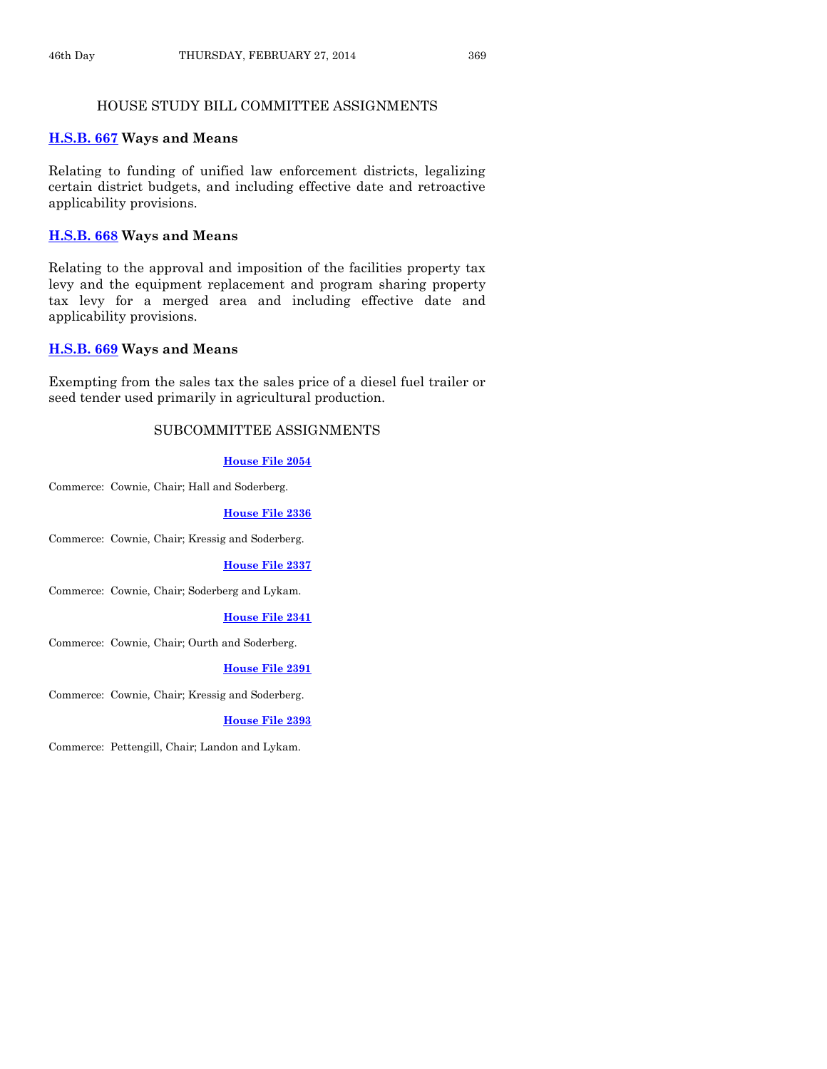## HOUSE STUDY BILL COMMITTEE ASSIGNMENTS

**H.S.B. 667 Ways and Means**

Relating to funding of unified law enforcement districts, legalizing certain district budgets, and including effective date and retroactive applicability provisions.

**H.S.B. 668 Ways and Means**

Relating to the approval and imposition of the facilities property tax levy and the equipment replacement and program sharing property tax levy for a merged area and including effective date and applicability provisions.

**H.S.B. 669 Ways and Means**

Exempting from the sales tax the sales price of a diesel fuel trailer or seed tender used primarily in agricultural production.

## SUBCOMMITTEE ASSIGNMENTS

**House File 2054**

Commerce: Cownie, Chair; Hall and Soderberg.

**House File 2336**

Commerce: Cownie, Chair; Kressig and Soderberg.

**House File 2337**

Commerce: Cownie, Chair; Soderberg and Lykam.

**House File 2341**

Commerce: Cownie, Chair; Ourth and Soderberg.

**House File 2391**

Commerce: Cownie, Chair; Kressig and Soderberg.

**House File 2393**

Commerce: Pettengill, Chair; Landon and Lykam.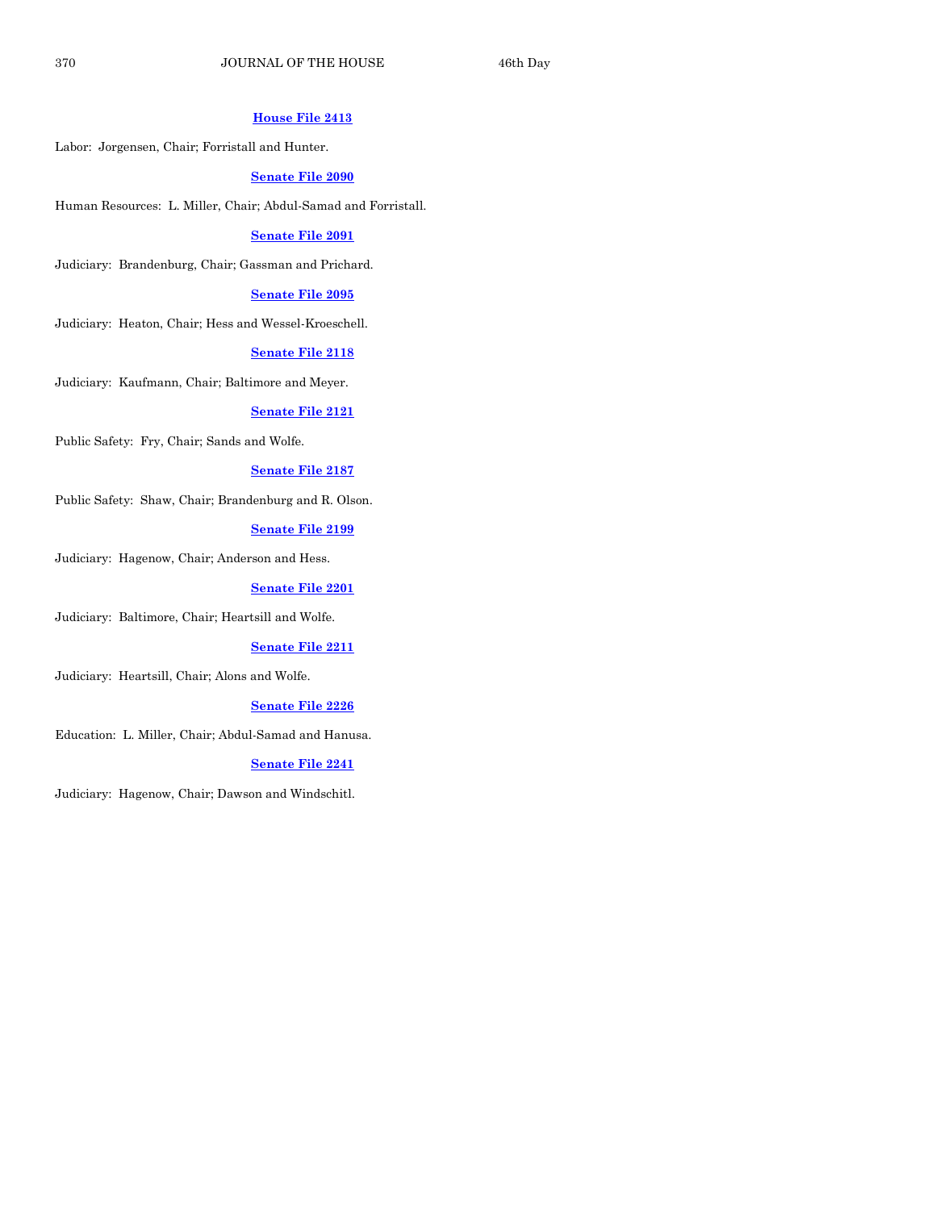**House File 2413**

Labor: Jorgensen, Chair; Forristall and Hunter.

**Senate File 2090**

Human Resources: L. Miller, Chair; Abdul-Samad and Forristall.

**Senate File 2091**

Judiciary: Brandenburg, Chair; Gassman and Prichard.

**Senate File 2095**

Judiciary: Heaton, Chair; Hess and Wessel-Kroeschell.

**Senate File 2118**

Judiciary: Kaufmann, Chair; Baltimore and Meyer.

**Senate File 2121**

Public Safety: Fry, Chair; Sands and Wolfe.

**Senate File 2187**

Public Safety: Shaw, Chair; Brandenburg and R. Olson.

**Senate File 2199**

Judiciary: Hagenow, Chair; Anderson and Hess.

**Senate File 2201**

Judiciary: Baltimore, Chair; Heartsill and Wolfe.

**Senate File 2211**

Judiciary: Heartsill, Chair; Alons and Wolfe.

**Senate File 2226**

Education: L. Miller, Chair; Abdul-Samad and Hanusa.

**Senate File 2241**

Judiciary: Hagenow, Chair; Dawson and Windschitl.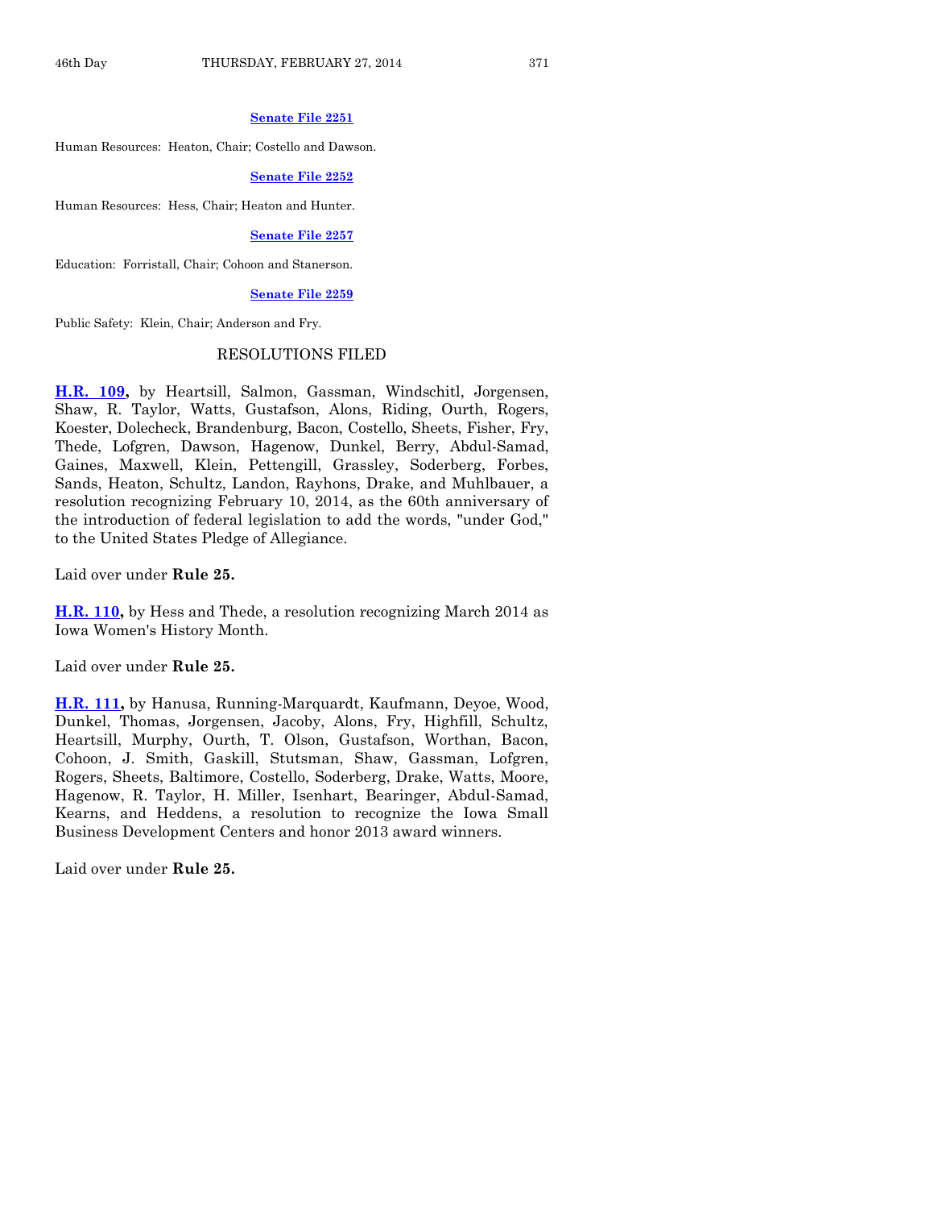**Senate File 2251**

Human Resources: Heaton, Chair; Costello and Dawson.

**Senate File 2252**

Human Resources: Hess, Chair; Heaton and Hunter.

**Senate File 2257**

Education: Forristall, Chair; Cohoon and Stanerson.

**Senate File 2259**

Public Safety: Klein, Chair; Anderson and Fry.

## RESOLUTIONS FILED

**H.R. 109,** by Heartsill, Salmon, Gassman, Windschitl, Jorgensen, Shaw, R. Taylor, Watts, Gustafson, Alons, Riding, Ourth, Rogers, Koester, Dolecheck, Brandenburg, Bacon, Costello, Sheets, Fisher, Fry, Thede, Lofgren, Dawson, Hagenow, Dunkel, Berry, Abdul-Samad, Gaines, Maxwell, Klein, Pettengill, Grassley, Soderberg, Forbes, Sands, Heaton, Schultz, Landon, Rayhons, Drake, and Muhlbauer, a resolution recognizing February 10, 2014, as the 60th anniversary of the introduction of federal legislation to add the words, "under God," to the United States Pledge of Allegiance.

Laid over under **Rule 25.**

**H.R. 110,** by Hess and Thede, a resolution recognizing March 2014 as Iowa Women's History Month.

Laid over under **Rule 25.**

**H.R. 111,** by Hanusa, Running-Marquardt, Kaufmann, Deyoe, Wood, Dunkel, Thomas, Jorgensen, Jacoby, Alons, Fry, Highfill, Schultz, Heartsill, Murphy, Ourth, T. Olson, Gustafson, Worthan, Bacon, Cohoon, J. Smith, Gaskill, Stutsman, Shaw, Gassman, Lofgren, Rogers, Sheets, Baltimore, Costello, Soderberg, Drake, Watts, Moore, Hagenow, R. Taylor, H. Miller, Isenhart, Bearinger, Abdul-Samad, Kearns, and Heddens, a resolution to recognize the Iowa Small Business Development Centers and honor 2013 award winners.

Laid over under **Rule 25.**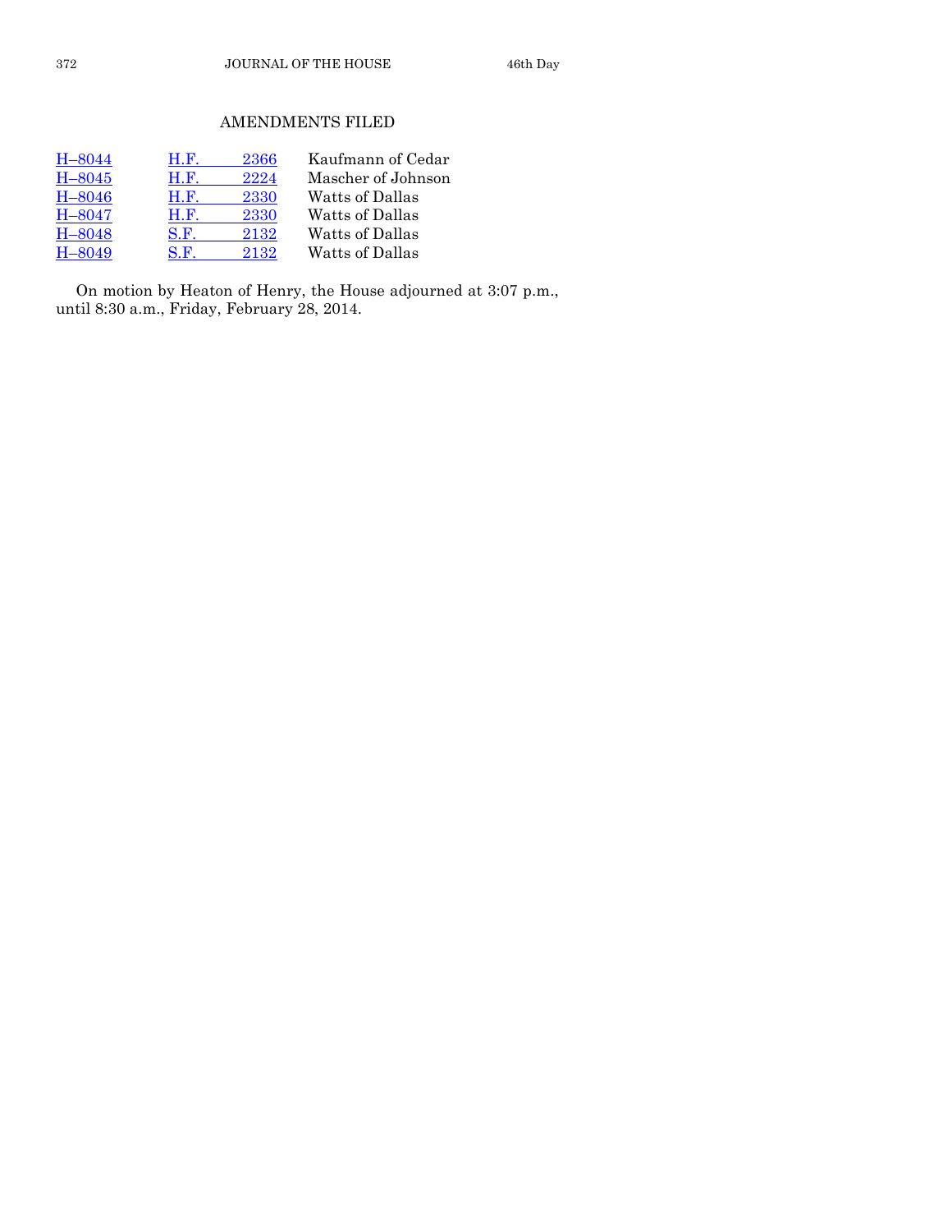## AMENDMENTS FILED

| | | |
|---|---|---|
| H–8044 | H.F. 2366 | Kaufmann of Cedar |
| H–8045 | H.F. 2224 | Mascher of Johnson |
| H–8046 | H.F. 2330 | Watts of Dallas |
| H–8047 | H.F. 2330 | Watts of Dallas |
| H–8048 | S.F. 2132 | Watts of Dallas |
| H–8049 | S.F. 2132 | Watts of Dallas |

On motion by Heaton of Henry, the House adjourned at 3:07 p.m., until 8:30 a.m., Friday, February 28, 2014.